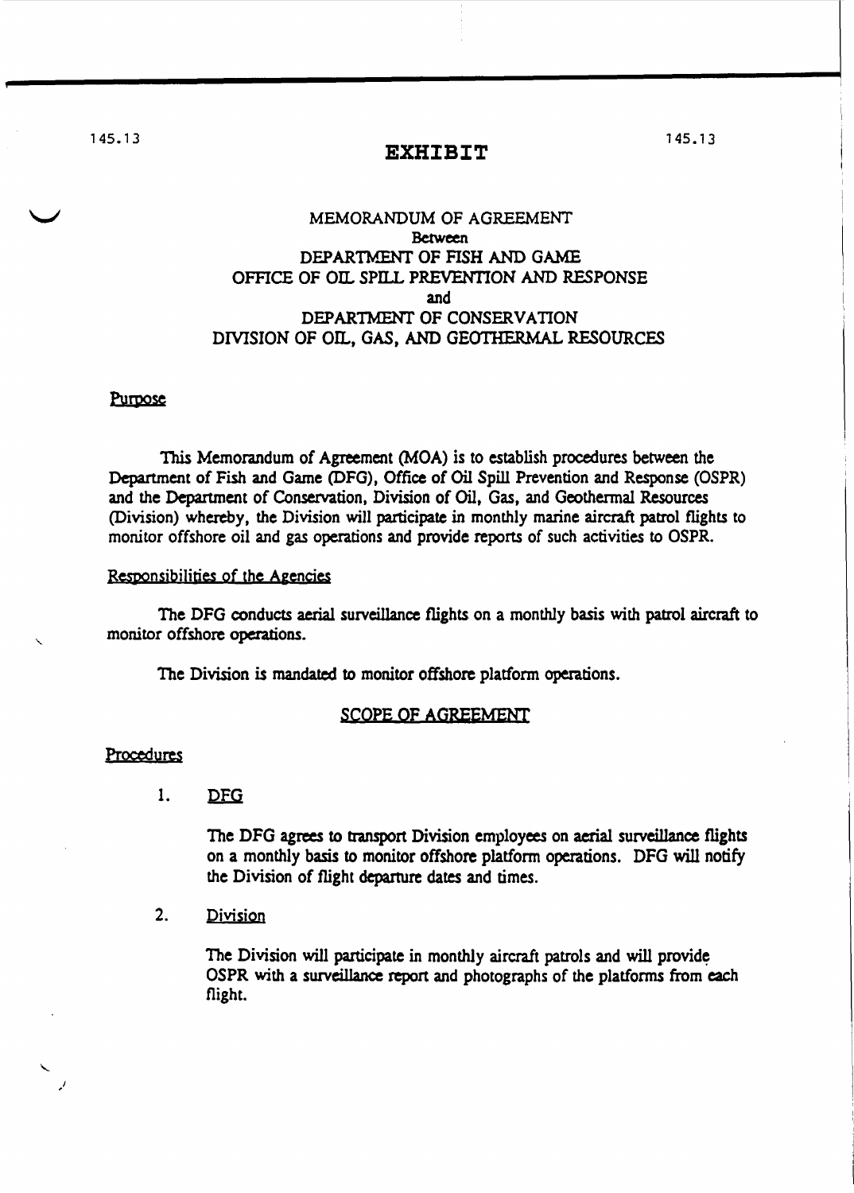# EXHIBIT

## MEMORANDUM OF AGREEMENT
Between
DEPARTMENT OF FISH AND GAME
OFFICE OF OIL SPILL PREVENTION AND RESPONSE
and
DEPARTMENT OF CONSERVATION
DIVISION OF OIL, GAS, AND GEOTHERMAL RESOURCES

### Purpose

This Memorandum of Agreement (MOA) is to establish procedures between the Department of Fish and Game (DFG), Office of Oil Spill Prevention and Response (OSPR) and the Department of Conservation, Division of Oil, Gas, and Geothermal Resources (Division) whereby, the Division will participate in monthly marine aircraft patrol flights to monitor offshore oil and gas operations and provide reports of such activities to OSPR.

### Responsibilities of the Agencies

The DFG conducts aerial surveillance flights on a monthly basis with patrol aircraft to monitor offshore operations.

The Division is mandated to monitor offshore platform operations.

## SCOPE OF AGREEMENT

### Procedures

1. DFG

   The DFG agrees to transport Division employees on aerial surveillance flights on a monthly basis to monitor offshore platform operations. DFG will notify the Division of flight departure dates and times.

2. Division

   The Division will participate in monthly aircraft patrols and will provide OSPR with a surveillance report and photographs of the platforms from each flight.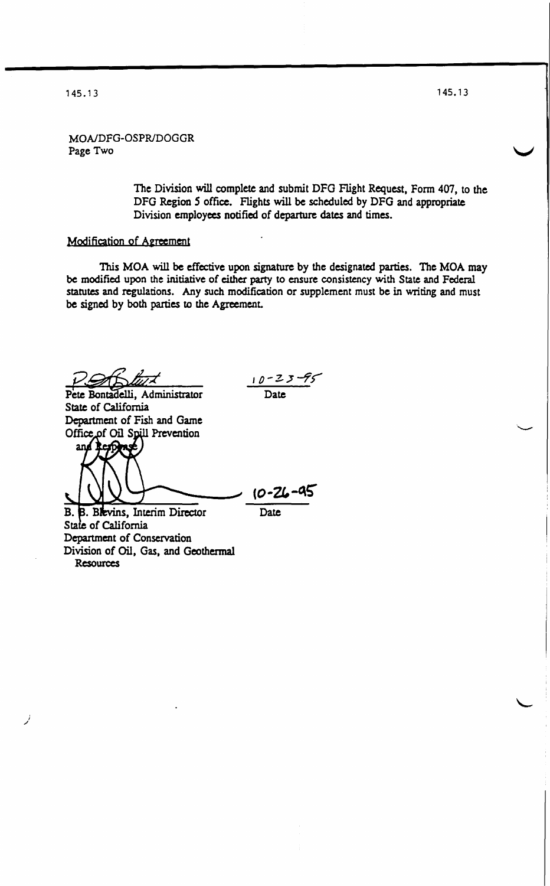MOA/DFG-OSPR/DOGGR
Page Two

The Division will complete and submit DFG Flight Request, Form 407, to the DFG Region 5 office. Flights will be scheduled by DFG and appropriate Division employees notified of departure dates and times.

## Modification of Agreement

This MOA will be effective upon signature by the designated parties. The MOA may be modified upon the initiative of either party to ensure consistency with State and Federal statutes and regulations. Any such modification or supplement must be in writing and must be signed by both parties to the Agreement.

Pete Bontadelli, Administrator
State of California
Department of Fish and Game
Office of Oil Spill Prevention and Response

10-23-95
Date

B. B. Blevins, Interim Director
State of California
Department of Conservation
Division of Oil, Gas, and Geothermal Resources

10-26-95
Date